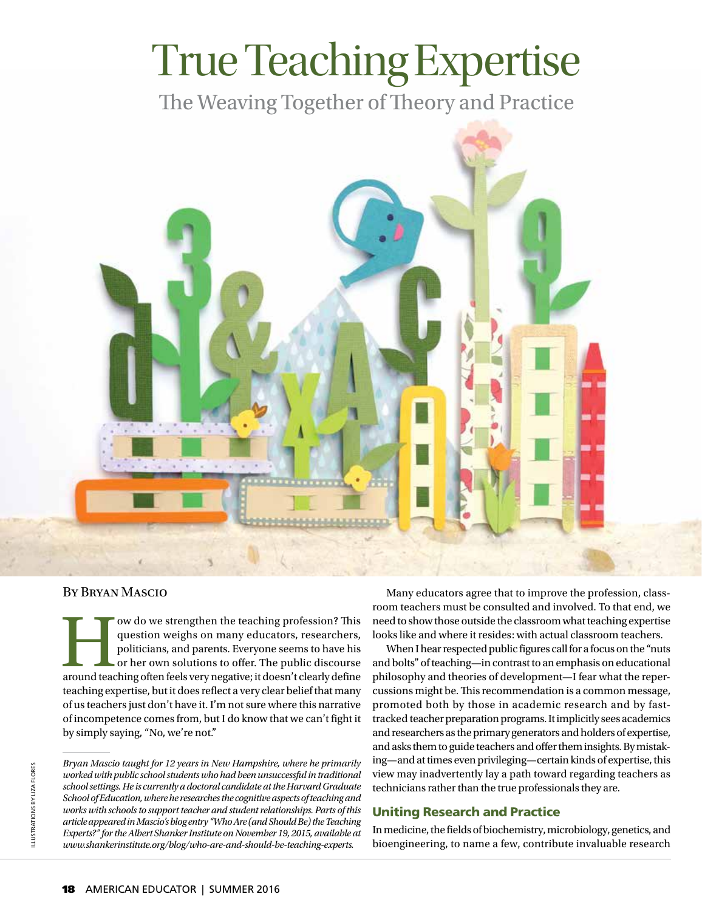# True Teaching Expertise

## The Weaving Together of Theory and Practice

By Bryan Mascio

How do we strengthen the teaching profession? This question weighs on many educators, researchers, politicians, and parents. Everyone seems to have his or her own solutions to offer. The public discourse around teaching often feels very negative; it doesn't clearly define teaching expertise, but it does reflect a very clear belief that many of us teachers just don't have it. I'm not sure where this narrative of incompetence comes from, but I do know that we can't fight it by simply saying, "No, we're not."

*Bryan Mascio taught for 12 years in New Hampshire, where he primarily worked with public school students who had been unsuccessful in traditional school settings. He is currently a doctoral candidate at the Harvard Graduate School of Education, where he researches the cognitive aspects of teaching and works with schools to support teacher and student relationships. Parts of this article appeared in Mascio's blog entry "Who Are (and Should Be) the Teaching Experts?" for the Albert Shanker Institute on November 19, 2015, available at www.shankerinstitute.org/blog/who-are-and-should-be-teaching-experts.*

Many educators agree that to improve the profession, classroom teachers must be consulted and involved. To that end, we need to show those outside the classroom what teaching expertise looks like and where it resides: with actual classroom teachers.

When I hear respected public figures call for a focus on the "nuts and bolts" of teaching—in contrast to an emphasis on educational philosophy and theories of development—I fear what the repercussions might be. This recommendation is a common message, promoted both by those in academic research and by fast-tracked teacher preparation programs. It implicitly sees academics and researchers as the primary generators and holders of expertise, and asks them to guide teachers and offer them insights. By mistaking—and at times even privileging—certain kinds of expertise, this view may inadvertently lay a path toward regarding teachers as technicians rather than the true professionals they are.

### Uniting Research and Practice

In medicine, the fields of biochemistry, microbiology, genetics, and bioengineering, to name a few, contribute invaluable research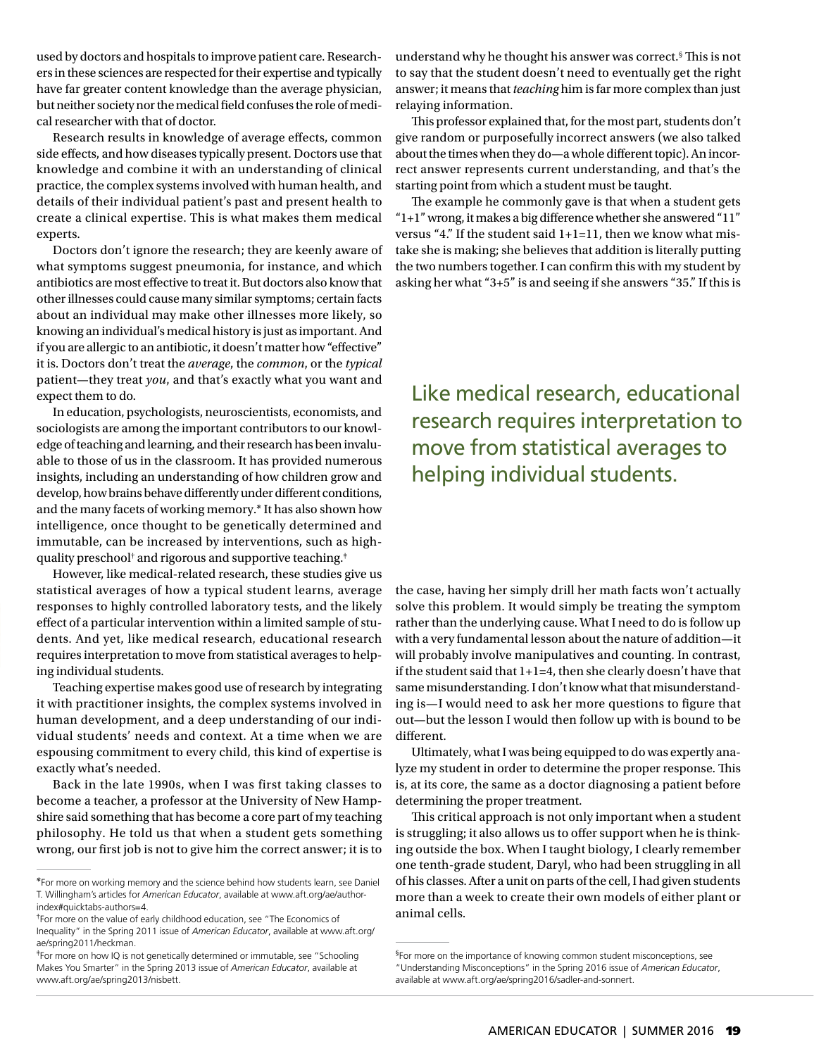used by doctors and hospitals to improve patient care. Researchers in these sciences are respected for their expertise and typically have far greater content knowledge than the average physician, but neither society nor the medical field confuses the role of medical researcher with that of doctor.

Research results in knowledge of average effects, common side effects, and how diseases typically present. Doctors use that knowledge and combine it with an understanding of clinical practice, the complex systems involved with human health, and details of their individual patient's past and present health to create a clinical expertise. This is what makes them medical experts.

Doctors don't ignore the research; they are keenly aware of what symptoms suggest pneumonia, for instance, and which antibiotics are most effective to treat it. But doctors also know that other illnesses could cause many similar symptoms; certain facts about an individual may make other illnesses more likely, so knowing an individual's medical history is just as important. And if you are allergic to an antibiotic, it doesn't matter how "effective" it is. Doctors don't treat the *average*, the *common*, or the *typical* patient—they treat *you*, and that's exactly what you want and expect them to do.

In education, psychologists, neuroscientists, economists, and sociologists are among the important contributors to our knowledge of teaching and learning, and their research has been invaluable to those of us in the classroom. It has provided numerous insights, including an understanding of how children grow and develop, how brains behave differently under different conditions, and the many facets of working memory.* It has also shown how intelligence, once thought to be genetically determined and immutable, can be increased by interventions, such as high-quality preschool† and rigorous and supportive teaching.‡

However, like medical-related research, these studies give us statistical averages of how a typical student learns, average responses to highly controlled laboratory tests, and the likely effect of a particular intervention within a limited sample of students. And yet, like medical research, educational research requires interpretation to move from statistical averages to helping individual students.

Teaching expertise makes good use of research by integrating it with practitioner insights, the complex systems involved in human development, and a deep understanding of our individual students' needs and context. At a time when we are espousing commitment to every child, this kind of expertise is exactly what's needed.

Back in the late 1990s, when I was first taking classes to become a teacher, a professor at the University of New Hampshire said something that has become a core part of my teaching philosophy. He told us that when a student gets something wrong, our first job is not to give him the correct answer; it is to understand why he thought his answer was correct.§ This is not to say that the student doesn't need to eventually get the right answer; it means that *teaching* him is far more complex than just relaying information.

This professor explained that, for the most part, students don't give random or purposefully incorrect answers (we also talked about the times when they do—a whole different topic). An incorrect answer represents current understanding, and that's the starting point from which a student must be taught.

The example he commonly gave is that when a student gets "1+1" wrong, it makes a big difference whether she answered "11" versus "4." If the student said 1+1=11, then we know what mistake she is making; she believes that addition is literally putting the two numbers together. I can confirm this with my student by asking her what "3+5" is and seeing if she answers "35." If this is the case, having her simply drill her math facts won't actually solve this problem. It would simply be treating the symptom rather than the underlying cause. What I need to do is follow up with a very fundamental lesson about the nature of addition—it will probably involve manipulatives and counting. In contrast, if the student said that 1+1=4, then she clearly doesn't have that same misunderstanding. I don't know what that misunderstanding is—I would need to ask her more questions to figure that out—but the lesson I would then follow up with is bound to be different.

> Like medical research, educational research requires interpretation to move from statistical averages to helping individual students.

Ultimately, what I was being equipped to do was expertly analyze my student in order to determine the proper response. This is, at its core, the same as a doctor diagnosing a patient before determining the proper treatment.

This critical approach is not only important when a student is struggling; it also allows us to offer support when he is thinking outside the box. When I taught biology, I clearly remember one tenth-grade student, Daryl, who had been struggling in all of his classes. After a unit on parts of the cell, I had given students more than a week to create their own models of either plant or animal cells.

---

*For more on working memory and the science behind how students learn, see Daniel T. Willingham's articles for *American Educator*, available at www.aft.org/ae/author-index#quicktabs-authors=4.

†For more on the value of early childhood education, see "The Economics of Inequality" in the Spring 2011 issue of *American Educator*, available at www.aft.org/ae/spring2011/heckman.

‡For more on how IQ is not genetically determined or immutable, see "Schooling Makes You Smarter" in the Spring 2013 issue of *American Educator*, available at www.aft.org/ae/spring2013/nisbett.

§For more on the importance of knowing common student misconceptions, see "Understanding Misconceptions" in the Spring 2016 issue of *American Educator*, available at www.aft.org/ae/spring2016/sadler-and-sonnert.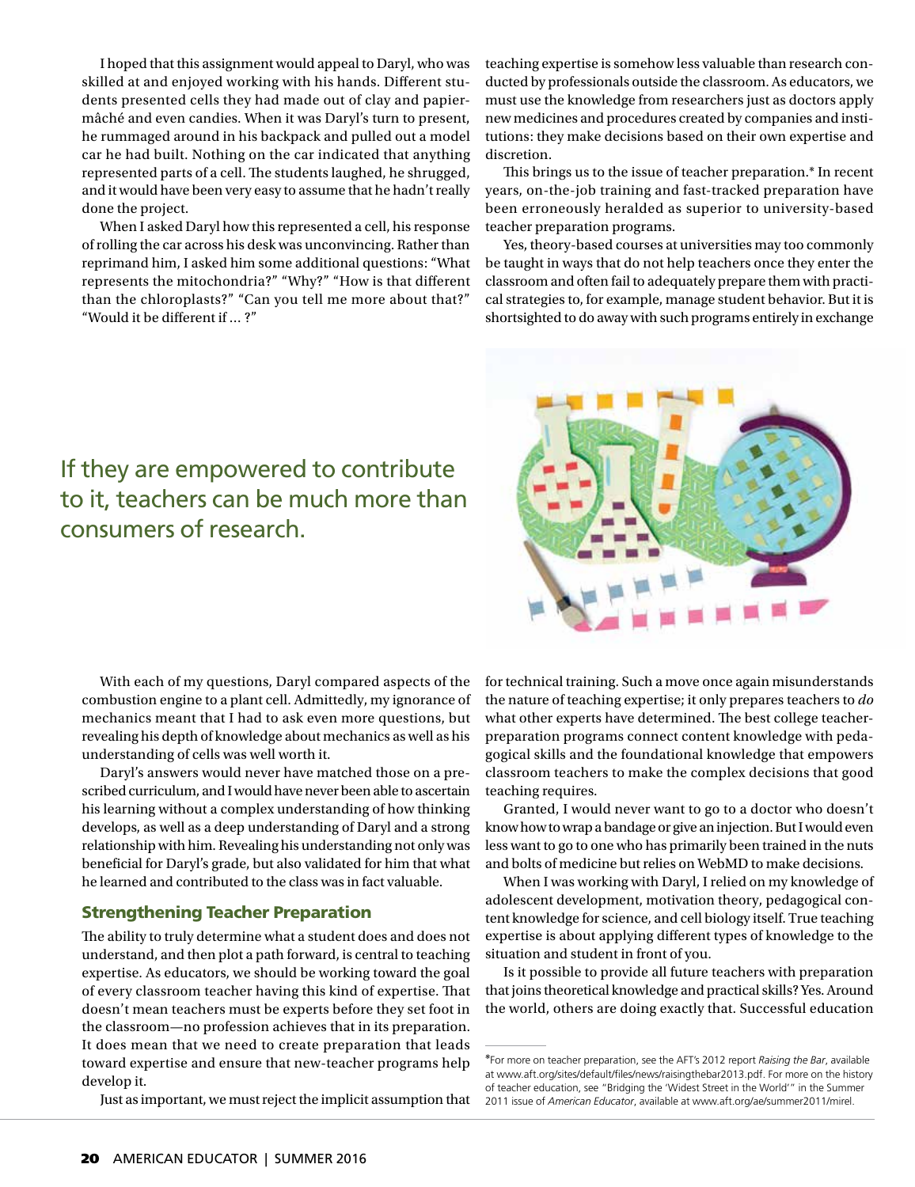I hoped that this assignment would appeal to Daryl, who was skilled at and enjoyed working with his hands. Different students presented cells they had made out of clay and papier-mâché and even candies. When it was Daryl's turn to present, he rummaged around in his backpack and pulled out a model car he had built. Nothing on the car indicated that anything represented parts of a cell. The students laughed, he shrugged, and it would have been very easy to assume that he hadn't really done the project.

When I asked Daryl how this represented a cell, his response of rolling the car across his desk was unconvincing. Rather than reprimand him, I asked him some additional questions: "What represents the mitochondria?" "Why?" "How is that different than the chloroplasts?" "Can you tell me more about that?" "Would it be different if … ?"

If they are empowered to contribute to it, teachers can be much more than consumers of research.

With each of my questions, Daryl compared aspects of the combustion engine to a plant cell. Admittedly, my ignorance of mechanics meant that I had to ask even more questions, but revealing his depth of knowledge about mechanics as well as his understanding of cells was well worth it.

Daryl's answers would never have matched those on a prescribed curriculum, and I would have never been able to ascertain his learning without a complex understanding of how thinking develops, as well as a deep understanding of Daryl and a strong relationship with him. Revealing his understanding not only was beneficial for Daryl's grade, but also validated for him that what he learned and contributed to the class was in fact valuable.

## Strengthening Teacher Preparation

The ability to truly determine what a student does and does not understand, and then plot a path forward, is central to teaching expertise. As educators, we should be working toward the goal of every classroom teacher having this kind of expertise. That doesn't mean teachers must be experts before they set foot in the classroom—no profession achieves that in its preparation. It does mean that we need to create preparation that leads toward expertise and ensure that new-teacher programs help develop it.

Just as important, we must reject the implicit assumption that teaching expertise is somehow less valuable than research conducted by professionals outside the classroom. As educators, we must use the knowledge from researchers just as doctors apply new medicines and procedures created by companies and institutions: they make decisions based on their own expertise and discretion.

This brings us to the issue of teacher preparation.* In recent years, on-the-job training and fast-tracked preparation have been erroneously heralded as superior to university-based teacher preparation programs.

Yes, theory-based courses at universities may too commonly be taught in ways that do not help teachers once they enter the classroom and often fail to adequately prepare them with practical strategies to, for example, manage student behavior. But it is shortsighted to do away with such programs entirely in exchange for technical training. Such a move once again misunderstands the nature of teaching expertise; it only prepares teachers to *do* what other experts have determined. The best college teacher-preparation programs connect content knowledge with pedagogical skills and the foundational knowledge that empowers classroom teachers to make the complex decisions that good teaching requires.

Granted, I would never want to go to a doctor who doesn't know how to wrap a bandage or give an injection. But I would even less want to go to one who has primarily been trained in the nuts and bolts of medicine but relies on WebMD to make decisions.

When I was working with Daryl, I relied on my knowledge of adolescent development, motivation theory, pedagogical content knowledge for science, and cell biology itself. True teaching expertise is about applying different types of knowledge to the situation and student in front of you.

Is it possible to provide all future teachers with preparation that joins theoretical knowledge and practical skills? Yes. Around the world, others are doing exactly that. Successful education

---

*For more on teacher preparation, see the AFT's 2012 report *Raising the Bar*, available at www.aft.org/sites/default/files/news/raisingthebar2013.pdf. For more on the history of teacher education, see "Bridging the 'Widest Street in the World'" in the Summer 2011 issue of *American Educator*, available at www.aft.org/ae/summer2011/mirel.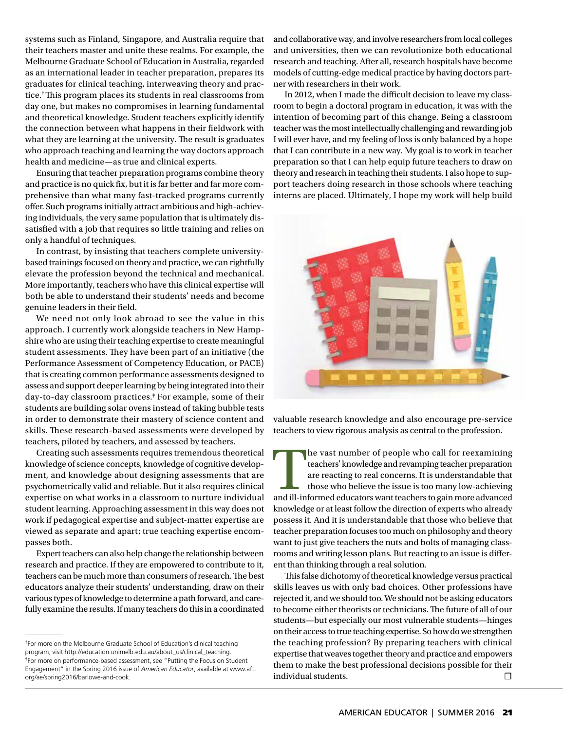systems such as Finland, Singapore, and Australia require that their teachers master and unite these realms. For example, the Melbourne Graduate School of Education in Australia, regarded as an international leader in teacher preparation, prepares its graduates for clinical teaching, interweaving theory and practice.[†] This program places its students in real classrooms from day one, but makes no compromises in learning fundamental and theoretical knowledge. Student teachers explicitly identify the connection between what happens in their fieldwork with what they are learning at the university. The result is graduates who approach teaching and learning the way doctors approach health and medicine—as true and clinical experts.

Ensuring that teacher preparation programs combine theory and practice is no quick fix, but it is far better and far more comprehensive than what many fast-tracked programs currently offer. Such programs initially attract ambitious and high-achieving individuals, the very same population that is ultimately dissatisfied with a job that requires so little training and relies on only a handful of techniques.

In contrast, by insisting that teachers complete university-based trainings focused on theory and practice, we can rightfully elevate the profession beyond the technical and mechanical. More importantly, teachers who have this clinical expertise will both be able to understand their students' needs and become genuine leaders in their field.

We need not only look abroad to see the value in this approach. I currently work alongside teachers in New Hampshire who are using their teaching expertise to create meaningful student assessments. They have been part of an initiative (the Performance Assessment of Competency Education, or PACE) that is creating common performance assessments designed to assess and support deeper learning by being integrated into their day-to-day classroom practices.[‡] For example, some of their students are building solar ovens instead of taking bubble tests in order to demonstrate their mastery of science content and skills. These research-based assessments were developed by teachers, piloted by teachers, and assessed by teachers.

Creating such assessments requires tremendous theoretical knowledge of science concepts, knowledge of cognitive development, and knowledge about designing assessments that are psychometrically valid and reliable. But it also requires clinical expertise on what works in a classroom to nurture individual student learning. Approaching assessment in this way does not work if pedagogical expertise and subject-matter expertise are viewed as separate and apart; true teaching expertise encompasses both.

Expert teachers can also help change the relationship between research and practice. If they are empowered to contribute to it, teachers can be much more than consumers of research. The best educators analyze their students' understanding, draw on their various types of knowledge to determine a path forward, and carefully examine the results. If many teachers do this in a coordinated and collaborative way, and involve researchers from local colleges and universities, then we can revolutionize both educational research and teaching. After all, research hospitals have become models of cutting-edge medical practice by having doctors partner with researchers in their work.

In 2012, when I made the difficult decision to leave my classroom to begin a doctoral program in education, it was with the intention of becoming part of this change. Being a classroom teacher was the most intellectually challenging and rewarding job I will ever have, and my feeling of loss is only balanced by a hope that I can contribute in a new way. My goal is to work in teacher preparation so that I can help equip future teachers to draw on theory and research in teaching their students. I also hope to support teachers doing research in those schools where teaching interns are placed. Ultimately, I hope my work will help build valuable research knowledge and also encourage pre-service teachers to view rigorous analysis as central to the profession.

The vast number of people who call for reexamining teachers' knowledge and revamping teacher preparation are reacting to real concerns. It is understandable that those who believe the issue is too many low-achieving and ill-informed educators want teachers to gain more advanced knowledge or at least follow the direction of experts who already possess it. And it is understandable that those who believe that teacher preparation focuses too much on philosophy and theory want to just give teachers the nuts and bolts of managing classrooms and writing lesson plans. But reacting to an issue is different than thinking through a real solution.

This false dichotomy of theoretical knowledge versus practical skills leaves us with only bad choices. Other professions have rejected it, and we should too. We should not be asking educators to become either theorists or technicians. The future of all of our students—but especially our most vulnerable students—hinges on their access to true teaching expertise. So how do we strengthen the teaching profession? By preparing teachers with clinical expertise that weaves together theory and practice and empowers them to make the best professional decisions possible for their individual students. ☐

---

[†] For more on the Melbourne Graduate School of Education's clinical teaching program, visit http://education.unimelb.edu.au/about_us/clinical_teaching.

[‡] For more on performance-based assessment, see "Putting the Focus on Student Engagement" in the Spring 2016 issue of *American Educator*, available at www.aft.org/ae/spring2016/barlowe-and-cook.